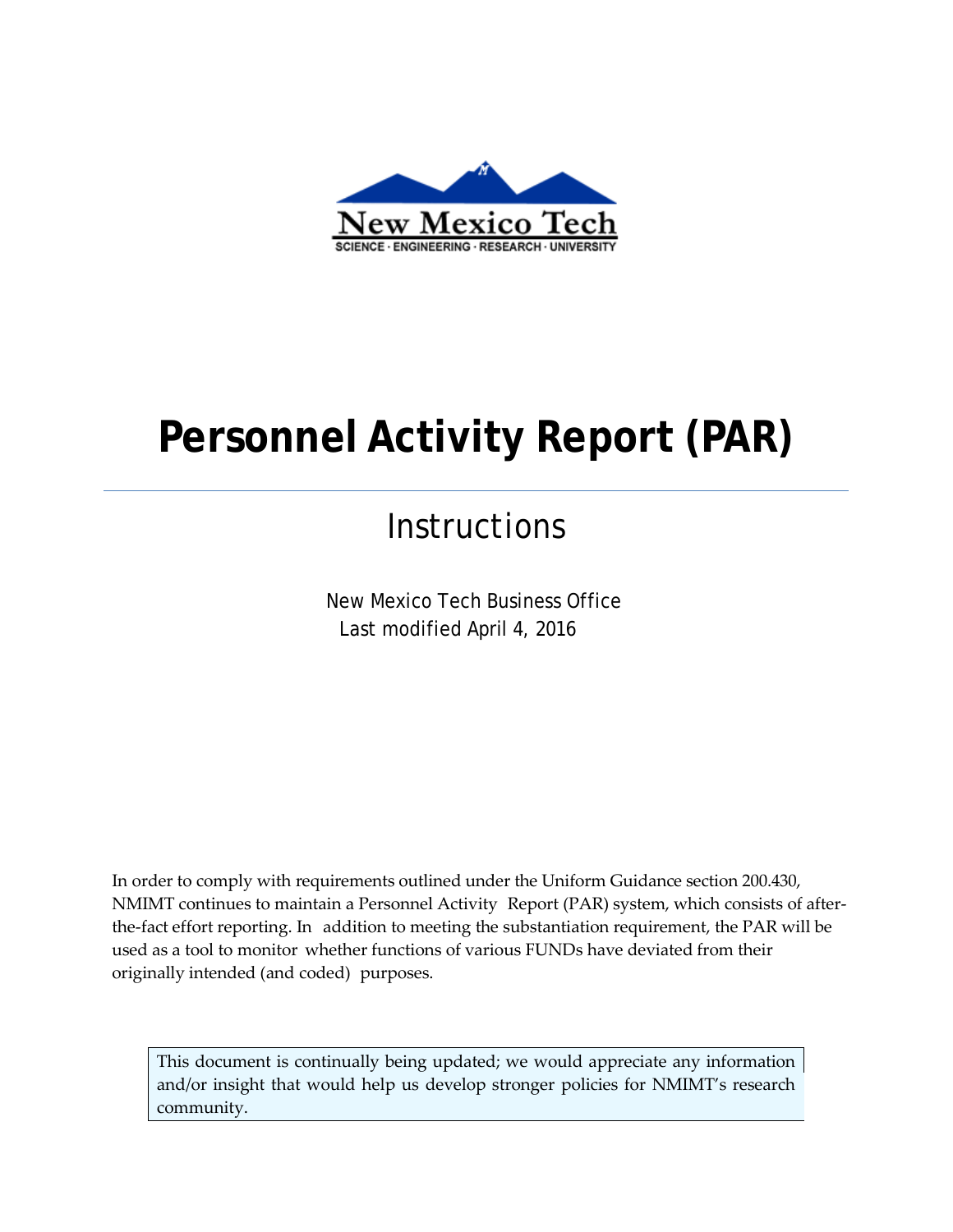New Mexico Tech

SCIENCE · ENGINEERING · RESEARCH · UNIVERSITY

# Personnel Activity Report (PAR)

## Instructions

New Mexico Tech Business Office
Last modified April 4, 2016

In order to comply with requirements outlined under the Uniform Guidance section 200.430, NMIMT continues to maintain a Personnel Activity Report (PAR) system, which consists of after-the-fact effort reporting. In addition to meeting the substantiation requirement, the PAR will be used as a tool to monitor whether functions of various FUNDs have deviated from their originally intended (and coded) purposes.

> This document is continually being updated; we would appreciate any information and/or insight that would help us develop stronger policies for NMIMT's research community.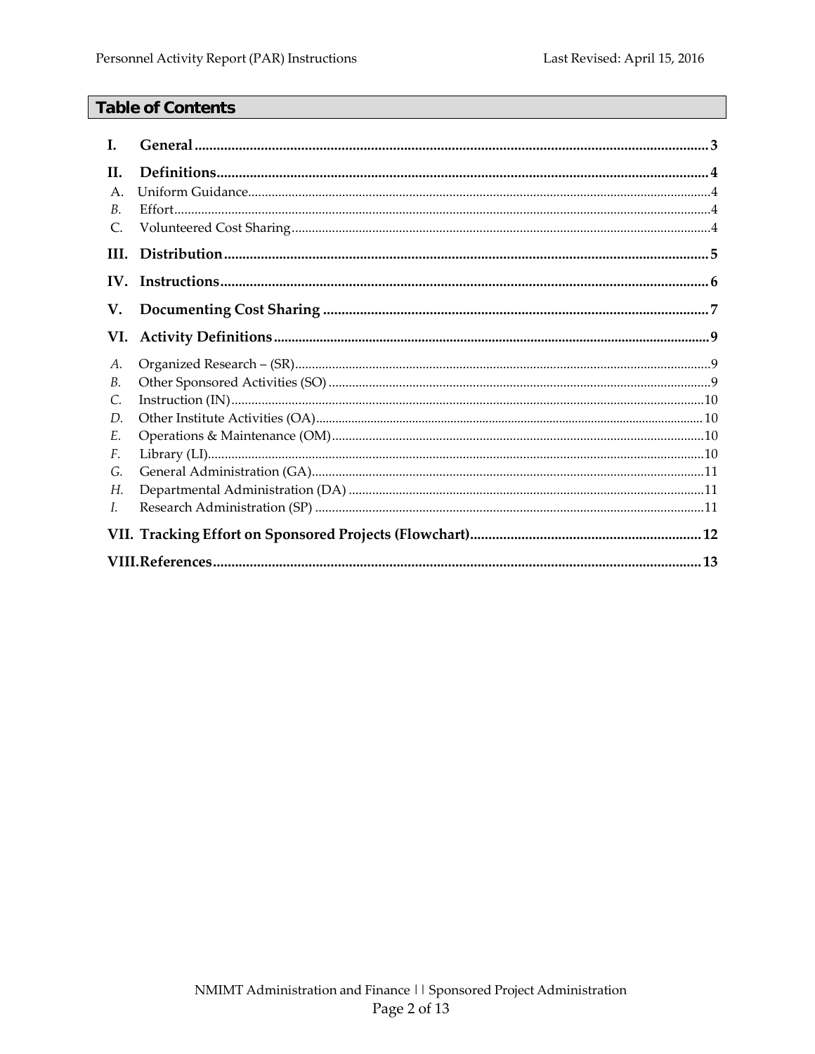## Table of Contents

**I. General** .......... **3**

**II. Definitions** .......... **4**

A. Uniform Guidance .......... 4

*B.* Effort .......... 4

C. Volunteered Cost Sharing .......... 4

**III. Distribution** .......... **5**

**IV. Instructions** .......... **6**

**V. Documenting Cost Sharing** .......... **7**

**VI. Activity Definitions** .......... **9**

*A.* Organized Research – (SR) .......... 9

*B.* Other Sponsored Activities (SO) .......... 9

*C.* Instruction (IN) .......... 10

*D.* Other Institute Activities (OA) .......... 10

*E.* Operations & Maintenance (OM) .......... 10

*F.* Library (LI) .......... 10

*G.* General Administration (GA) .......... 11

*H.* Departmental Administration (DA) .......... 11

*I.* Research Administration (SP) .......... 11

**VII. Tracking Effort on Sponsored Projects (Flowchart)** .......... **12**

**VIII. References** .......... **13**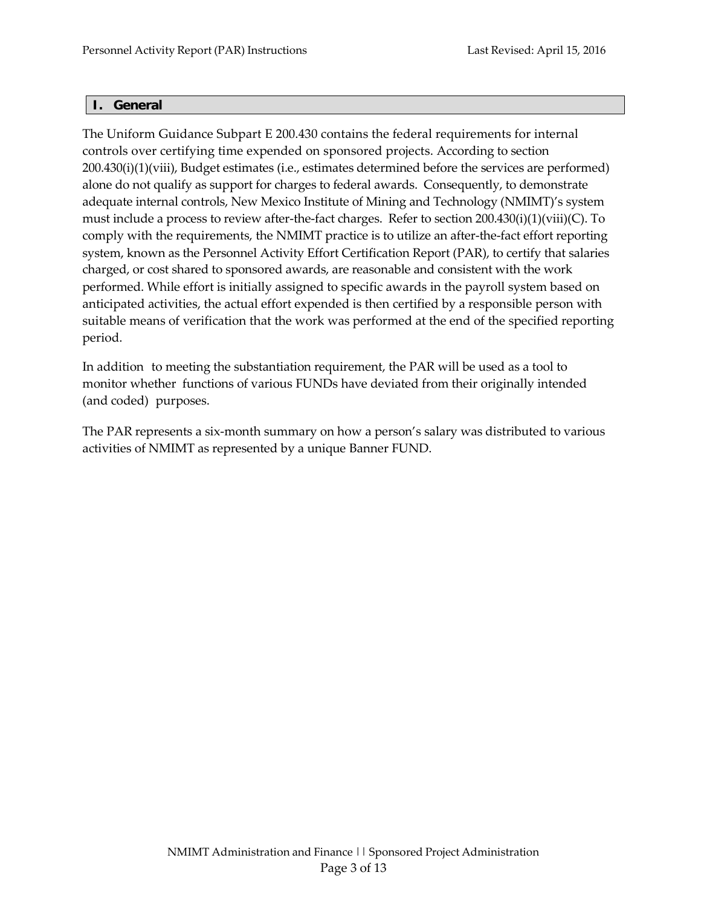## I. General

The Uniform Guidance Subpart E 200.430 contains the federal requirements for internal controls over certifying time expended on sponsored projects. According to section 200.430(i)(1)(viii), Budget estimates (i.e., estimates determined before the services are performed) alone do not qualify as support for charges to federal awards. Consequently, to demonstrate adequate internal controls, New Mexico Institute of Mining and Technology (NMIMT)'s system must include a process to review after-the-fact charges. Refer to section 200.430(i)(1)(viii)(C). To comply with the requirements, the NMIMT practice is to utilize an after-the-fact effort reporting system, known as the Personnel Activity Effort Certification Report (PAR), to certify that salaries charged, or cost shared to sponsored awards, are reasonable and consistent with the work performed. While effort is initially assigned to specific awards in the payroll system based on anticipated activities, the actual effort expended is then certified by a responsible person with suitable means of verification that the work was performed at the end of the specified reporting period.

In addition to meeting the substantiation requirement, the PAR will be used as a tool to monitor whether functions of various FUNDs have deviated from their originally intended (and coded) purposes.

The PAR represents a six-month summary on how a person's salary was distributed to various activities of NMIMT as represented by a unique Banner FUND.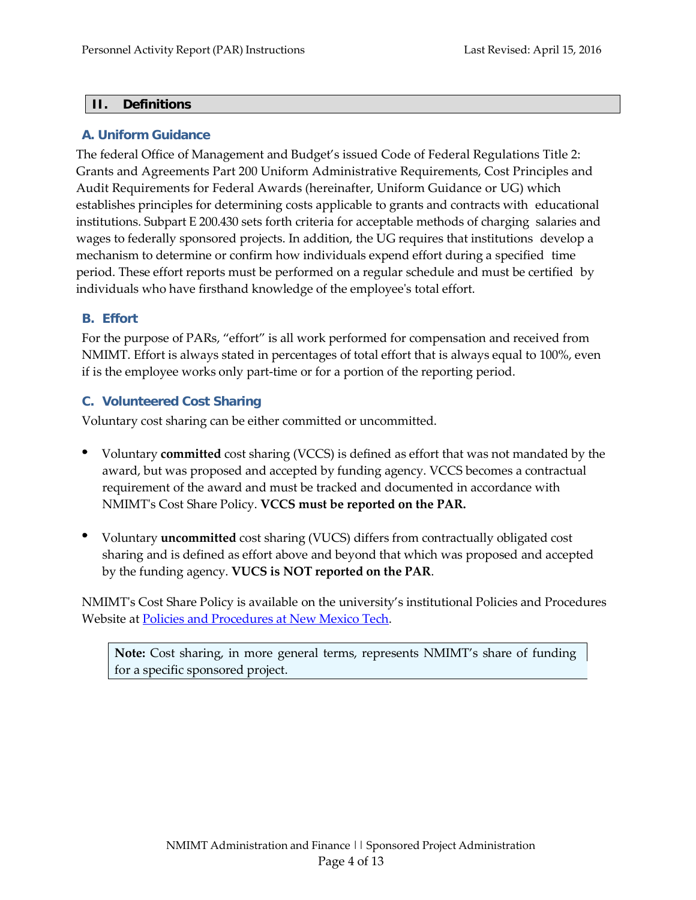## II. Definitions

### A. Uniform Guidance

The federal Office of Management and Budget's issued Code of Federal Regulations Title 2: Grants and Agreements Part 200 Uniform Administrative Requirements, Cost Principles and Audit Requirements for Federal Awards (hereinafter, Uniform Guidance or UG) which establishes principles for determining costs applicable to grants and contracts with educational institutions. Subpart E 200.430 sets forth criteria for acceptable methods of charging salaries and wages to federally sponsored projects. In addition, the UG requires that institutions develop a mechanism to determine or confirm how individuals expend effort during a specified time period. These effort reports must be performed on a regular schedule and must be certified by individuals who have firsthand knowledge of the employee's total effort.

### B. Effort

For the purpose of PARs, "effort" is all work performed for compensation and received from NMIMT. Effort is always stated in percentages of total effort that is always equal to 100%, even if is the employee works only part-time or for a portion of the reporting period.

### C. Volunteered Cost Sharing

Voluntary cost sharing can be either committed or uncommitted.

- Voluntary **committed** cost sharing (VCCS) is defined as effort that was not mandated by the award, but was proposed and accepted by funding agency. VCCS becomes a contractual requirement of the award and must be tracked and documented in accordance with NMIMT's Cost Share Policy. **VCCS must be reported on the PAR.**

- Voluntary **uncommitted** cost sharing (VUCS) differs from contractually obligated cost sharing and is defined as effort above and beyond that which was proposed and accepted by the funding agency. **VUCS is NOT reported on the PAR**.

NMIMT's Cost Share Policy is available on the university's institutional Policies and Procedures Website at [Policies and Procedures at New Mexico Tech](Policies and Procedures at New Mexico Tech).

> **Note:** Cost sharing, in more general terms, represents NMIMT's share of funding for a specific sponsored project.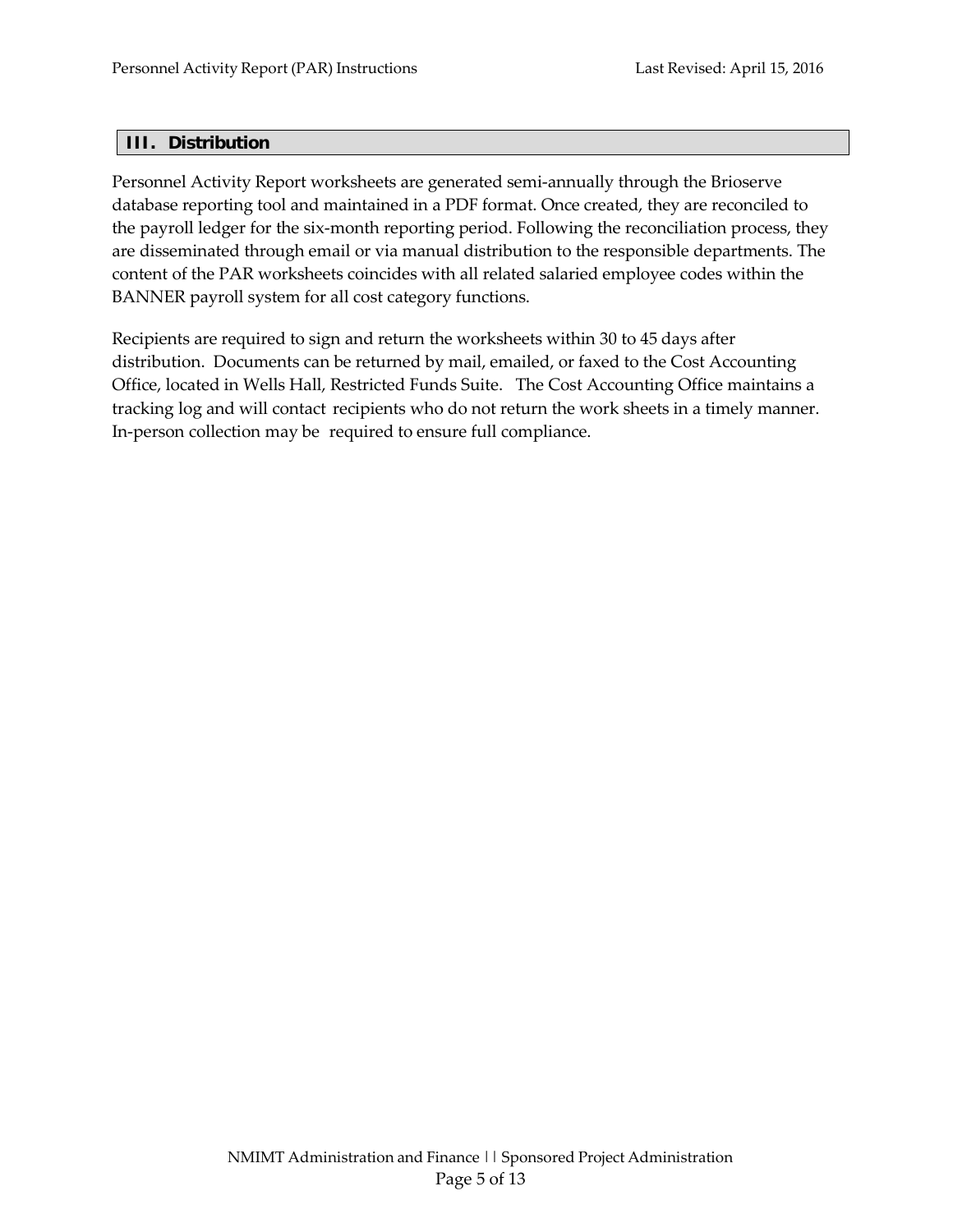## III. Distribution

Personnel Activity Report worksheets are generated semi-annually through the Brioserve database reporting tool and maintained in a PDF format. Once created, they are reconciled to the payroll ledger for the six-month reporting period. Following the reconciliation process, they are disseminated through email or via manual distribution to the responsible departments. The content of the PAR worksheets coincides with all related salaried employee codes within the BANNER payroll system for all cost category functions.

Recipients are required to sign and return the worksheets within 30 to 45 days after distribution. Documents can be returned by mail, emailed, or faxed to the Cost Accounting Office, located in Wells Hall, Restricted Funds Suite. The Cost Accounting Office maintains a tracking log and will contact recipients who do not return the work sheets in a timely manner. In-person collection may be required to ensure full compliance.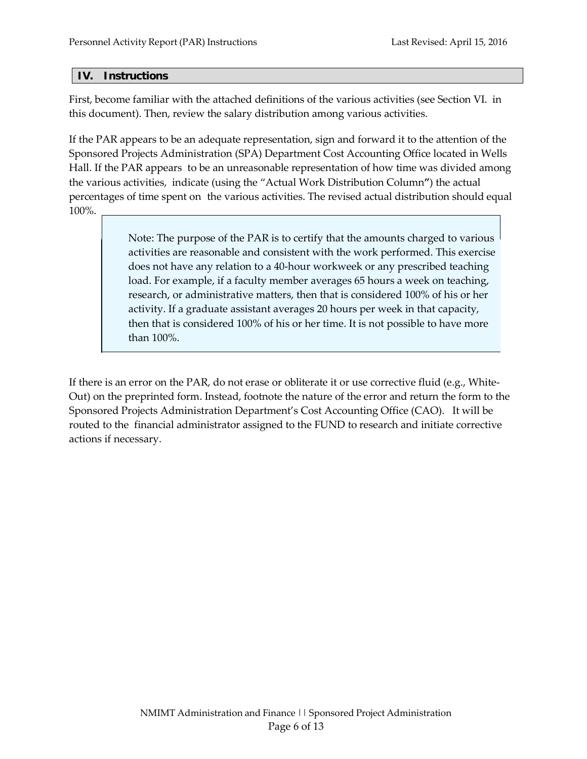## IV. Instructions

First, become familiar with the attached definitions of the various activities (see Section VI. in this document). Then, review the salary distribution among various activities.

If the PAR appears to be an adequate representation, sign and forward it to the attention of the Sponsored Projects Administration (SPA) Department Cost Accounting Office located in Wells Hall. If the PAR appears to be an unreasonable representation of how time was divided among the various activities, indicate (using the "Actual Work Distribution Column") the actual percentages of time spent on the various activities. The revised actual distribution should equal 100%.

> Note: The purpose of the PAR is to certify that the amounts charged to various activities are reasonable and consistent with the work performed. This exercise does not have any relation to a 40-hour workweek or any prescribed teaching load. For example, if a faculty member averages 65 hours a week on teaching, research, or administrative matters, then that is considered 100% of his or her activity. If a graduate assistant averages 20 hours per week in that capacity, then that is considered 100% of his or her time. It is not possible to have more than 100%.

If there is an error on the PAR, do not erase or obliterate it or use corrective fluid (e.g., White-Out) on the preprinted form. Instead, footnote the nature of the error and return the form to the Sponsored Projects Administration Department's Cost Accounting Office (CAO). It will be routed to the financial administrator assigned to the FUND to research and initiate corrective actions if necessary.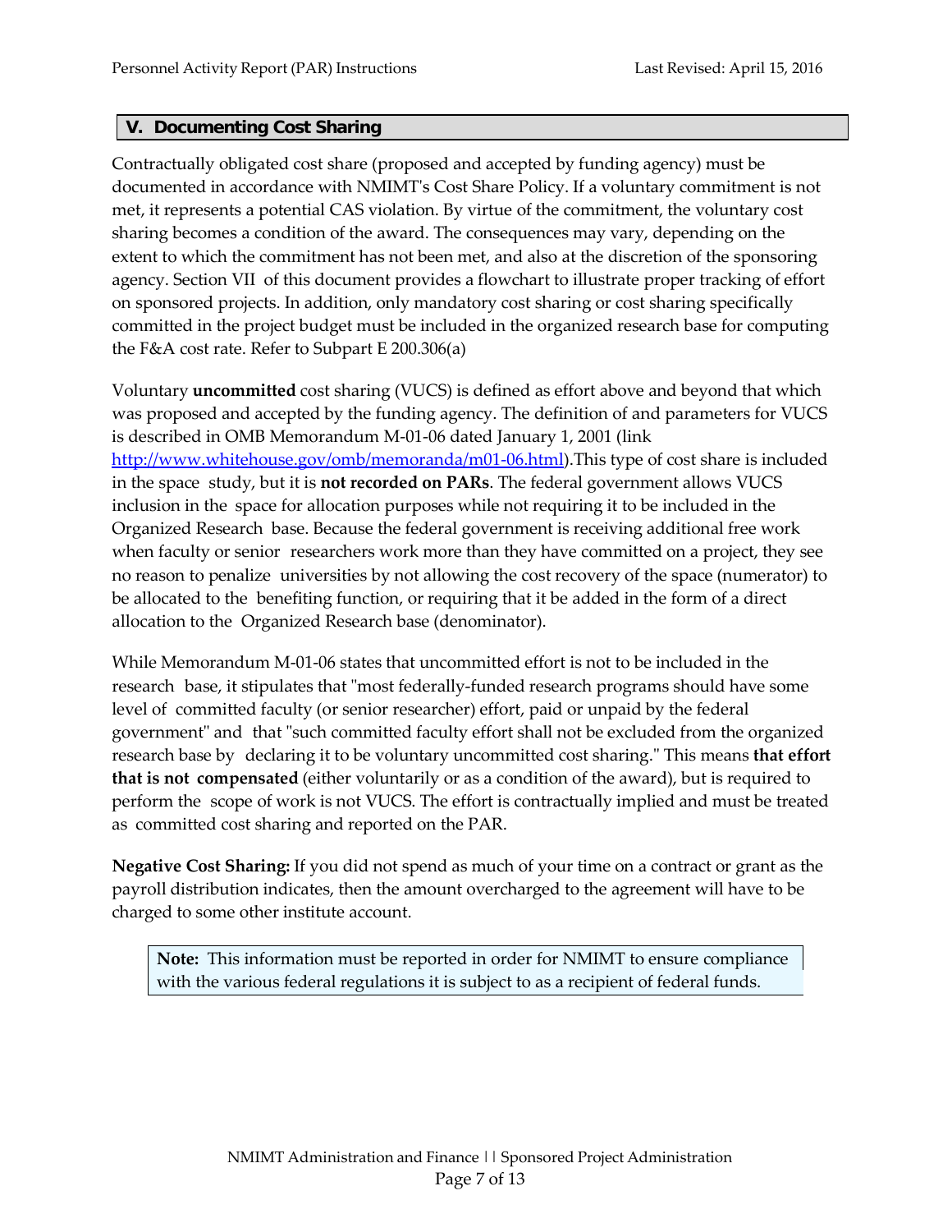## V. Documenting Cost Sharing

Contractually obligated cost share (proposed and accepted by funding agency) must be documented in accordance with NMIMT's Cost Share Policy. If a voluntary commitment is not met, it represents a potential CAS violation. By virtue of the commitment, the voluntary cost sharing becomes a condition of the award. The consequences may vary, depending on the extent to which the commitment has not been met, and also at the discretion of the sponsoring agency. Section VII of this document provides a flowchart to illustrate proper tracking of effort on sponsored projects. In addition, only mandatory cost sharing or cost sharing specifically committed in the project budget must be included in the organized research base for computing the F&A cost rate. Refer to Subpart E 200.306(a)

Voluntary **uncommitted** cost sharing (VUCS) is defined as effort above and beyond that which was proposed and accepted by the funding agency. The definition of and parameters for VUCS is described in OMB Memorandum M-01-06 dated January 1, 2001 (link [http://www.whitehouse.gov/omb/memoranda/m01-06.html](http://www.whitehouse.gov/omb/memoranda/m01-06.html)).This type of cost share is included in the space study, but it is **not recorded on PARs**. The federal government allows VUCS inclusion in the space for allocation purposes while not requiring it to be included in the Organized Research base. Because the federal government is receiving additional free work when faculty or senior researchers work more than they have committed on a project, they see no reason to penalize universities by not allowing the cost recovery of the space (numerator) to be allocated to the benefiting function, or requiring that it be added in the form of a direct allocation to the Organized Research base (denominator).

While Memorandum M-01-06 states that uncommitted effort is not to be included in the research base, it stipulates that "most federally-funded research programs should have some level of committed faculty (or senior researcher) effort, paid or unpaid by the federal government" and that "such committed faculty effort shall not be excluded from the organized research base by declaring it to be voluntary uncommitted cost sharing." This means **that effort that is not compensated** (either voluntarily or as a condition of the award), but is required to perform the scope of work is not VUCS. The effort is contractually implied and must be treated as committed cost sharing and reported on the PAR.

**Negative Cost Sharing:** If you did not spend as much of your time on a contract or grant as the payroll distribution indicates, then the amount overcharged to the agreement will have to be charged to some other institute account.

> **Note:** This information must be reported in order for NMIMT to ensure compliance with the various federal regulations it is subject to as a recipient of federal funds.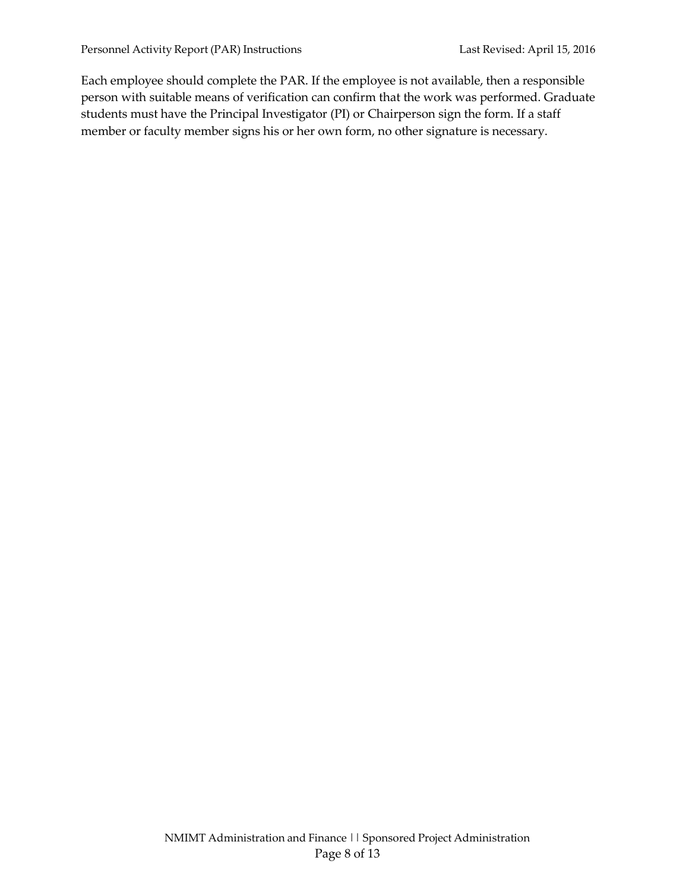Each employee should complete the PAR. If the employee is not available, then a responsible person with suitable means of verification can confirm that the work was performed. Graduate students must have the Principal Investigator (PI) or Chairperson sign the form. If a staff member or faculty member signs his or her own form, no other signature is necessary.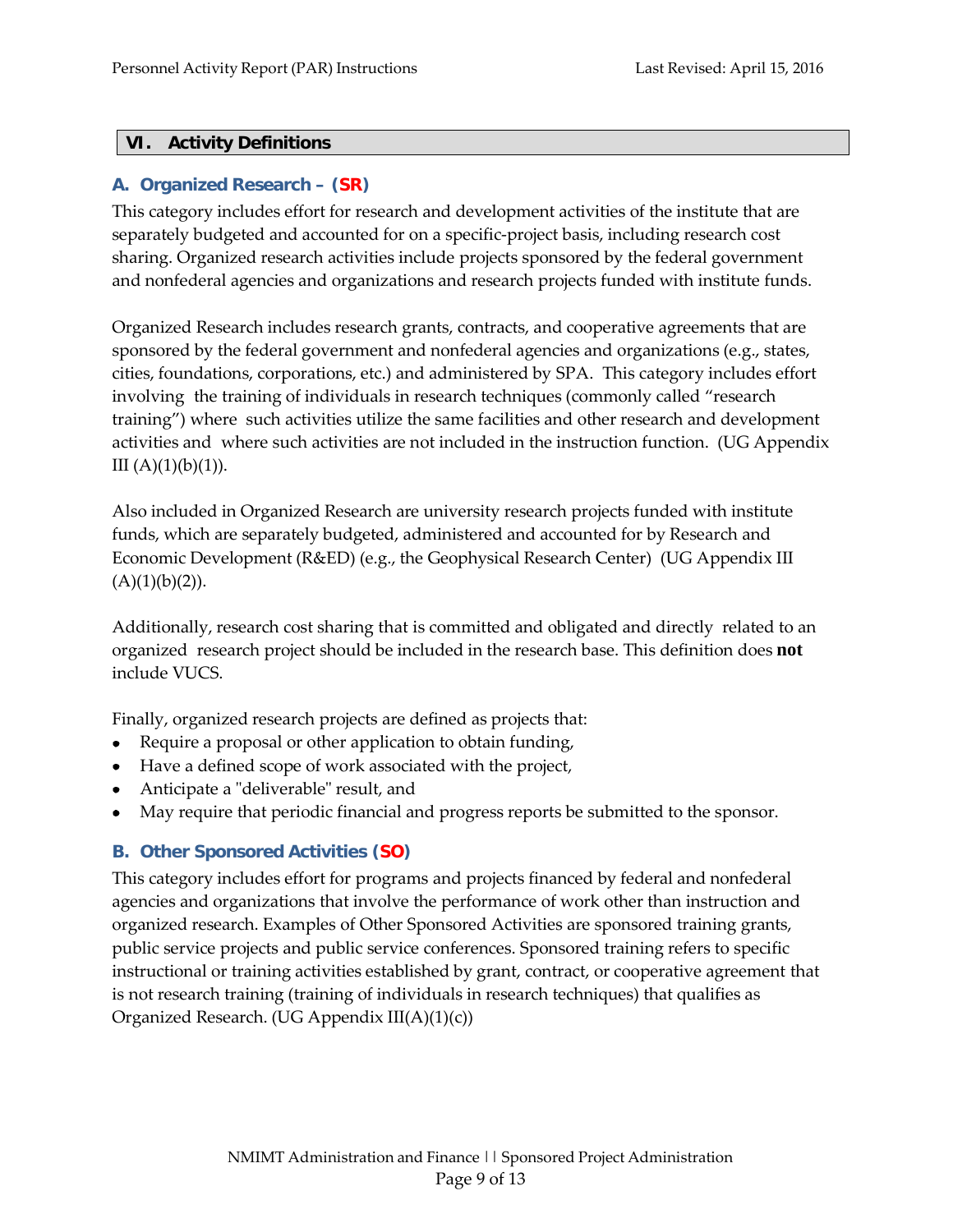## VI. Activity Definitions

### A. Organized Research – (SR)

This category includes effort for research and development activities of the institute that are separately budgeted and accounted for on a specific-project basis, including research cost sharing. Organized research activities include projects sponsored by the federal government and nonfederal agencies and organizations and research projects funded with institute funds.

Organized Research includes research grants, contracts, and cooperative agreements that are sponsored by the federal government and nonfederal agencies and organizations (e.g., states, cities, foundations, corporations, etc.) and administered by SPA. This category includes effort involving the training of individuals in research techniques (commonly called "research training") where such activities utilize the same facilities and other research and development activities and where such activities are not included in the instruction function. (UG Appendix III (A)(1)(b)(1)).

Also included in Organized Research are university research projects funded with institute funds, which are separately budgeted, administered and accounted for by Research and Economic Development (R&ED) (e.g., the Geophysical Research Center) (UG Appendix III (A)(1)(b)(2)).

Additionally, research cost sharing that is committed and obligated and directly related to an organized research project should be included in the research base. This definition does **not** include VUCS.

Finally, organized research projects are defined as projects that:

- Require a proposal or other application to obtain funding,
- Have a defined scope of work associated with the project,
- Anticipate a "deliverable" result, and
- May require that periodic financial and progress reports be submitted to the sponsor.

### B. Other Sponsored Activities (SO)

This category includes effort for programs and projects financed by federal and nonfederal agencies and organizations that involve the performance of work other than instruction and organized research. Examples of Other Sponsored Activities are sponsored training grants, public service projects and public service conferences. Sponsored training refers to specific instructional or training activities established by grant, contract, or cooperative agreement that is not research training (training of individuals in research techniques) that qualifies as Organized Research. (UG Appendix III(A)(1)(c))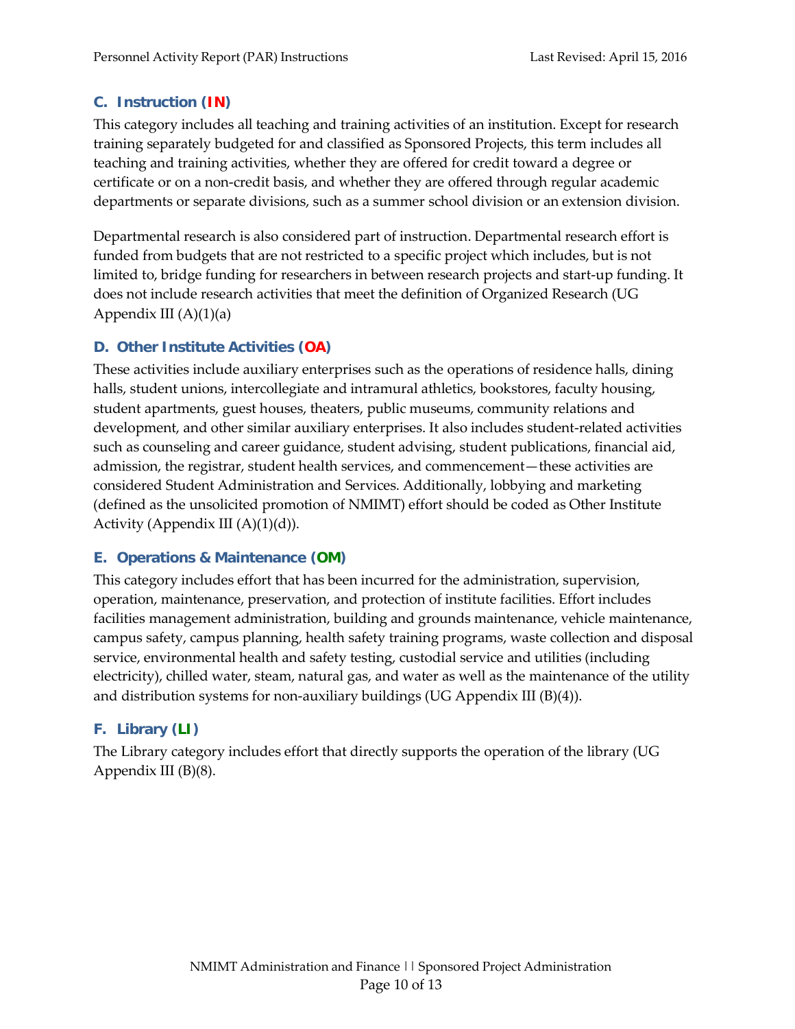### C. Instruction (IN)

This category includes all teaching and training activities of an institution. Except for research training separately budgeted for and classified as Sponsored Projects, this term includes all teaching and training activities, whether they are offered for credit toward a degree or certificate or on a non-credit basis, and whether they are offered through regular academic departments or separate divisions, such as a summer school division or an extension division.

Departmental research is also considered part of instruction. Departmental research effort is funded from budgets that are not restricted to a specific project which includes, but is not limited to, bridge funding for researchers in between research projects and start-up funding. It does not include research activities that meet the definition of Organized Research (UG Appendix III (A)(1)(a)

### D. Other Institute Activities (OA)

These activities include auxiliary enterprises such as the operations of residence halls, dining halls, student unions, intercollegiate and intramural athletics, bookstores, faculty housing, student apartments, guest houses, theaters, public museums, community relations and development, and other similar auxiliary enterprises. It also includes student-related activities such as counseling and career guidance, student advising, student publications, financial aid, admission, the registrar, student health services, and commencement—these activities are considered Student Administration and Services. Additionally, lobbying and marketing (defined as the unsolicited promotion of NMIMT) effort should be coded as Other Institute Activity (Appendix III (A)(1)(d)).

### E. Operations & Maintenance (OM)

This category includes effort that has been incurred for the administration, supervision, operation, maintenance, preservation, and protection of institute facilities. Effort includes facilities management administration, building and grounds maintenance, vehicle maintenance, campus safety, campus planning, health safety training programs, waste collection and disposal service, environmental health and safety testing, custodial service and utilities (including electricity), chilled water, steam, natural gas, and water as well as the maintenance of the utility and distribution systems for non-auxiliary buildings (UG Appendix III (B)(4)).

### F. Library (LI)

The Library category includes effort that directly supports the operation of the library (UG Appendix III (B)(8).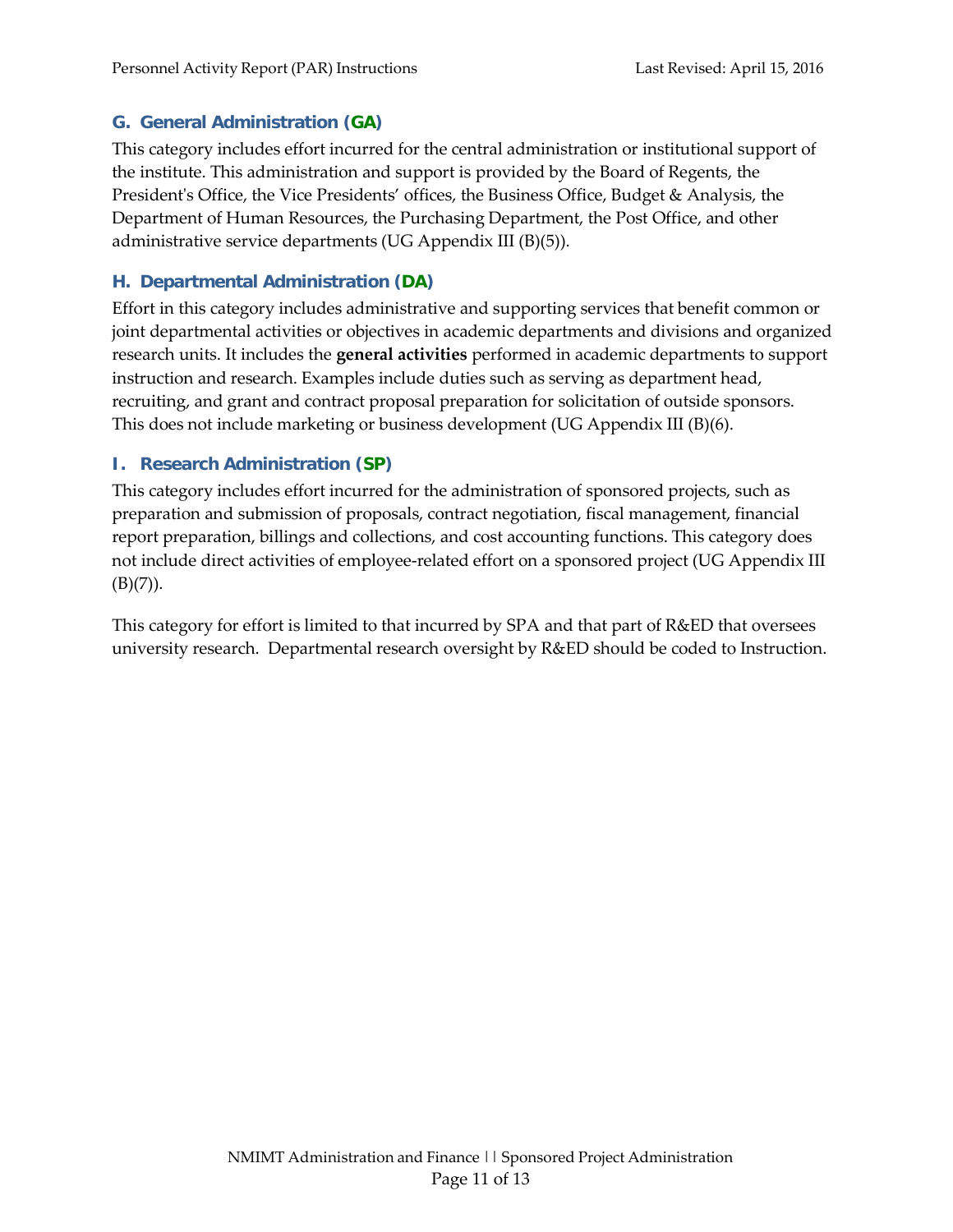### G. General Administration (GA)

This category includes effort incurred for the central administration or institutional support of the institute. This administration and support is provided by the Board of Regents, the President's Office, the Vice Presidents' offices, the Business Office, Budget & Analysis, the Department of Human Resources, the Purchasing Department, the Post Office, and other administrative service departments (UG Appendix III (B)(5)).

### H. Departmental Administration (DA)

Effort in this category includes administrative and supporting services that benefit common or joint departmental activities or objectives in academic departments and divisions and organized research units. It includes the **general activities** performed in academic departments to support instruction and research. Examples include duties such as serving as department head, recruiting, and grant and contract proposal preparation for solicitation of outside sponsors. This does not include marketing or business development (UG Appendix III (B)(6).

### I. Research Administration (SP)

This category includes effort incurred for the administration of sponsored projects, such as preparation and submission of proposals, contract negotiation, fiscal management, financial report preparation, billings and collections, and cost accounting functions. This category does not include direct activities of employee-related effort on a sponsored project (UG Appendix III (B)(7)).

This category for effort is limited to that incurred by SPA and that part of R&ED that oversees university research. Departmental research oversight by R&ED should be coded to Instruction.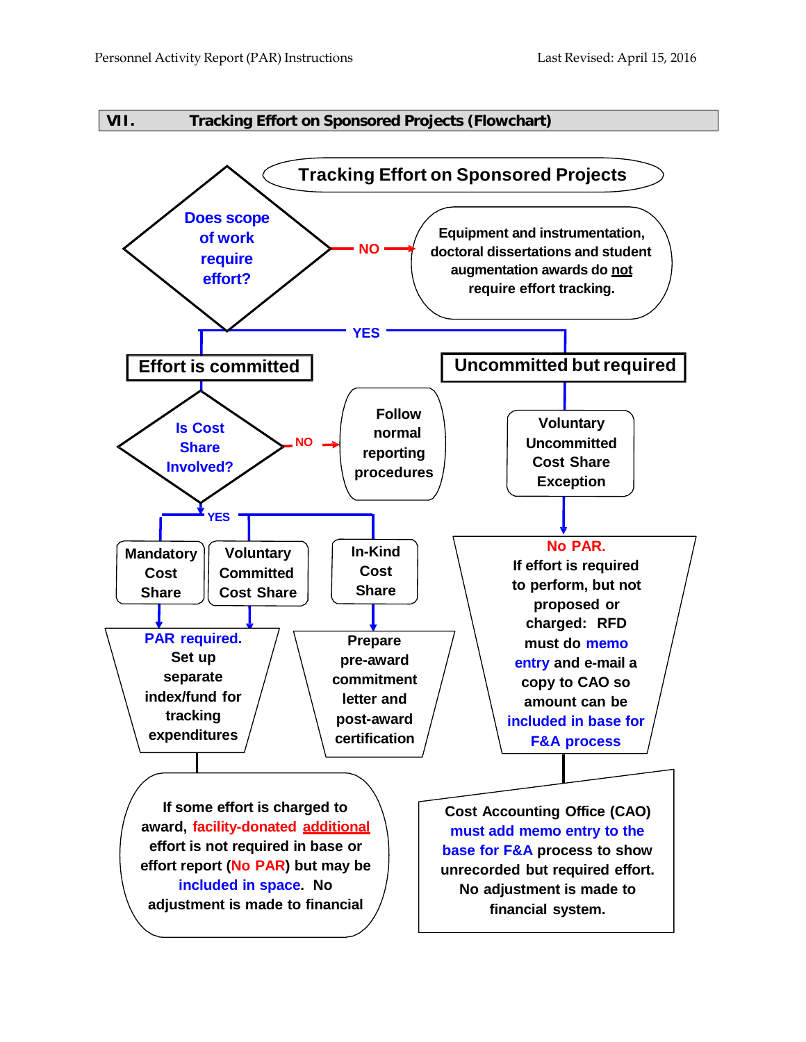## VII. Tracking Effort on Sponsored Projects (Flowchart)

**Tracking Effort on Sponsored Projects**

**Does scope of work require effort?**

- **NO** → Equipment and instrumentation, doctoral dissertations and student augmentation awards do not require effort tracking.
- **YES** →
  - **Effort is committed**
    - **Is Cost Share Involved?**
      - **NO** → Follow normal reporting procedures
      - **YES** →
        - **Mandatory Cost Share** → PAR required. Set up separate index/fund for tracking expenditures
        - **Voluntary Committed Cost Share** → PAR required. Set up separate index/fund for tracking expenditures
          - If some effort is charged to award, facility-donated additional effort is not required in base or effort report (No PAR) but may be included in space. No adjustment is made to financial
        - **In-Kind Cost Share** → Prepare pre-award commitment letter and post-award certification
  - **Uncommitted but required**
    - **Voluntary Uncommitted Cost Share Exception**
      - No PAR. If effort is required to perform, but not proposed or charged: RFD must do memo entry and e-mail a copy to CAO so amount can be included in base for F&A process
        - Cost Accounting Office (CAO) must add memo entry to the base for F&A process to show unrecorded but required effort. No adjustment is made to financial system.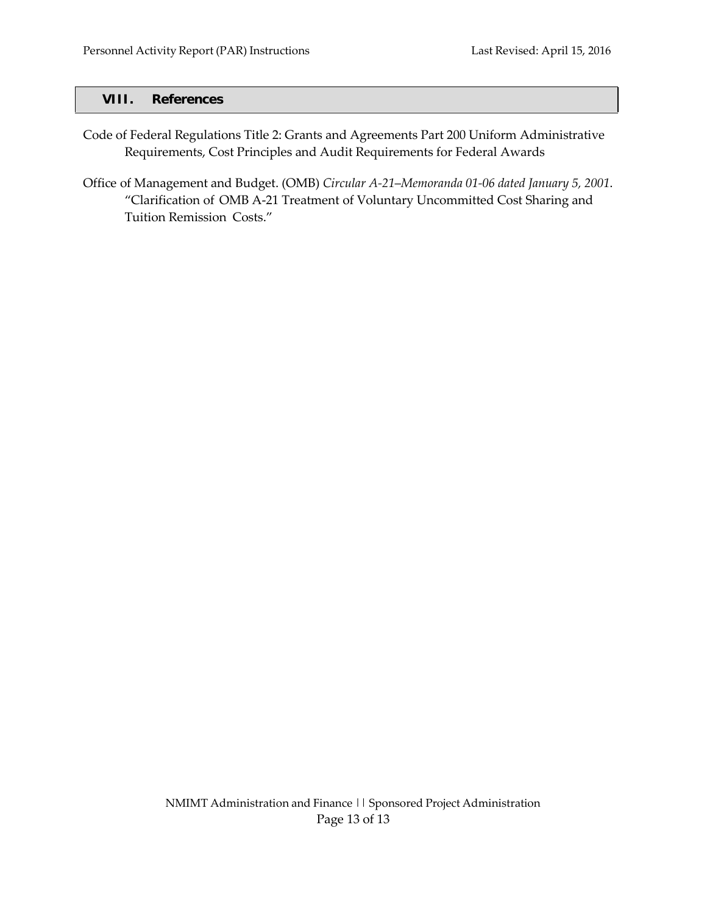## VIII. References

Code of Federal Regulations Title 2: Grants and Agreements Part 200 Uniform Administrative Requirements, Cost Principles and Audit Requirements for Federal Awards

Office of Management and Budget. (OMB) *Circular A-21–Memoranda 01-06 dated January 5, 2001.* "Clarification of OMB A-21 Treatment of Voluntary Uncommitted Cost Sharing and Tuition Remission Costs."